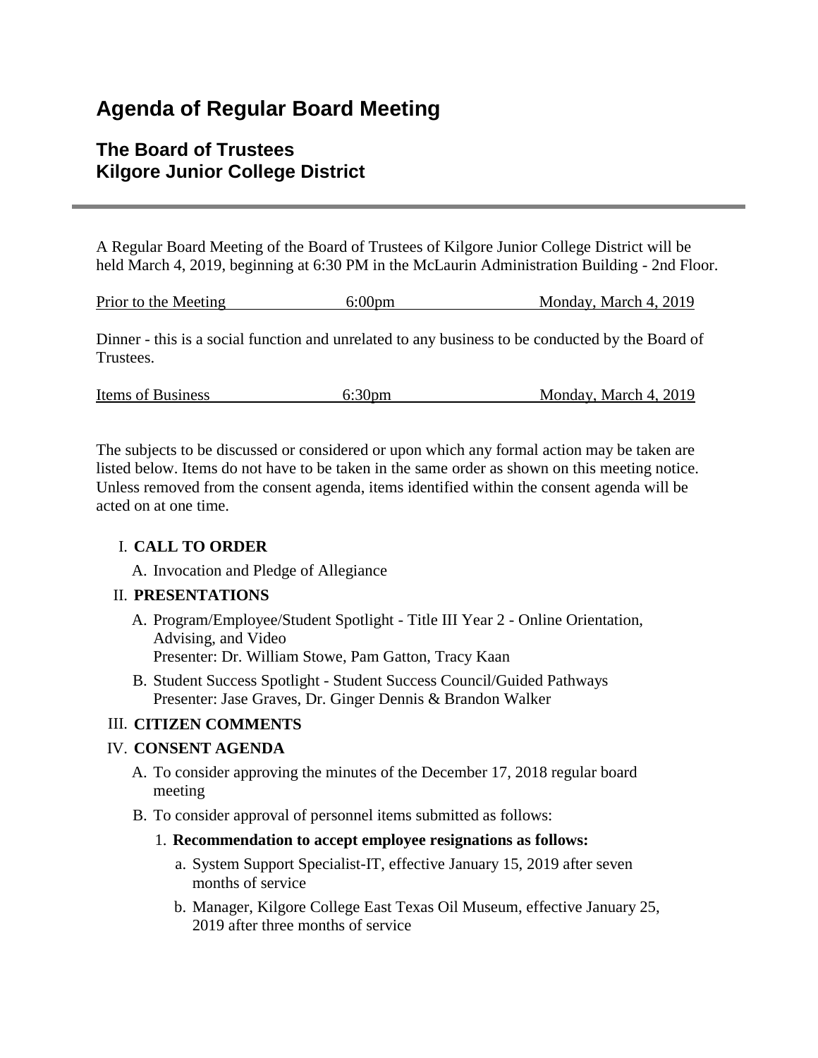# Agenda of Regular Board Meeting

## The Board of Trustees
## Kilgore Junior College District

---

A Regular Board Meeting of the Board of Trustees of Kilgore Junior College District will be held March 4, 2019, beginning at 6:30 PM in the McLaurin Administration Building - 2nd Floor.

| Prior to the Meeting | 6:00pm | Monday, March 4, 2019 |
|---|---|---|

Dinner - this is a social function and unrelated to any business to be conducted by the Board of Trustees.

| Items of Business | 6:30pm | Monday, March 4, 2019 |
|---|---|---|

The subjects to be discussed or considered or upon which any formal action may be taken are listed below. Items do not have to be taken in the same order as shown on this meeting notice. Unless removed from the consent agenda, items identified within the consent agenda will be acted on at one time.

I. **CALL TO ORDER**
   A. Invocation and Pledge of Allegiance

II. **PRESENTATIONS**
   A. Program/Employee/Student Spotlight - Title III Year 2 - Online Orientation, Advising, and Video
      Presenter: Dr. William Stowe, Pam Gatton, Tracy Kaan
   B. Student Success Spotlight - Student Success Council/Guided Pathways
      Presenter: Jase Graves, Dr. Ginger Dennis & Brandon Walker

III. **CITIZEN COMMENTS**

IV. **CONSENT AGENDA**
   A. To consider approving the minutes of the December 17, 2018 regular board meeting
   B. To consider approval of personnel items submitted as follows:
      1. **Recommendation to accept employee resignations as follows:**
         a. System Support Specialist-IT, effective January 15, 2019 after seven months of service
         b. Manager, Kilgore College East Texas Oil Museum, effective January 25, 2019 after three months of service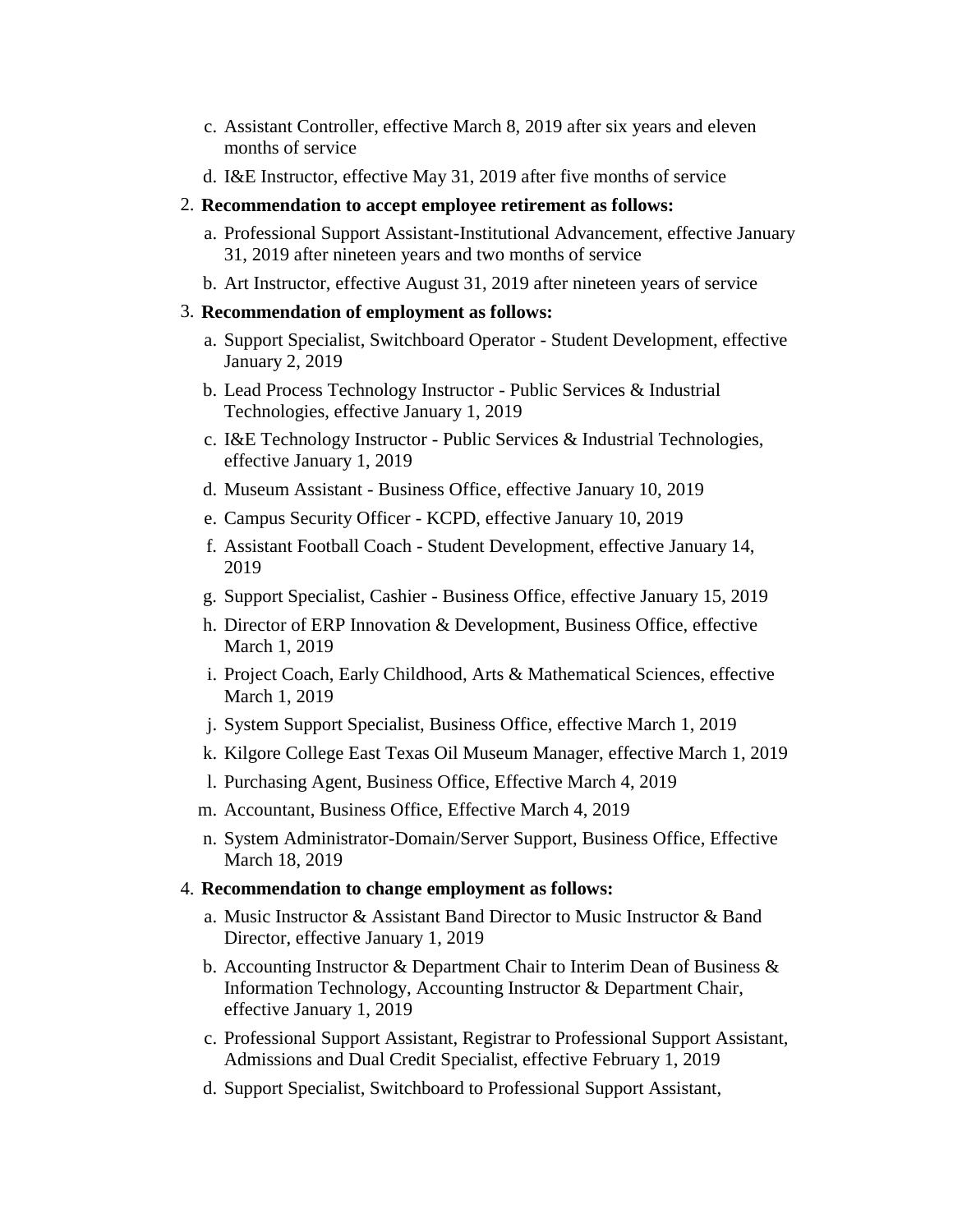c. Assistant Controller, effective March 8, 2019 after six years and eleven months of service

d. I&E Instructor, effective May 31, 2019 after five months of service

2. **Recommendation to accept employee retirement as follows:**

   a. Professional Support Assistant-Institutional Advancement, effective January 31, 2019 after nineteen years and two months of service

   b. Art Instructor, effective August 31, 2019 after nineteen years of service

3. **Recommendation of employment as follows:**

   a. Support Specialist, Switchboard Operator - Student Development, effective January 2, 2019

   b. Lead Process Technology Instructor - Public Services & Industrial Technologies, effective January 1, 2019

   c. I&E Technology Instructor - Public Services & Industrial Technologies, effective January 1, 2019

   d. Museum Assistant - Business Office, effective January 10, 2019

   e. Campus Security Officer - KCPD, effective January 10, 2019

   f. Assistant Football Coach - Student Development, effective January 14, 2019

   g. Support Specialist, Cashier - Business Office, effective January 15, 2019

   h. Director of ERP Innovation & Development, Business Office, effective March 1, 2019

   i. Project Coach, Early Childhood, Arts & Mathematical Sciences, effective March 1, 2019

   j. System Support Specialist, Business Office, effective March 1, 2019

   k. Kilgore College East Texas Oil Museum Manager, effective March 1, 2019

   l. Purchasing Agent, Business Office, Effective March 4, 2019

   m. Accountant, Business Office, Effective March 4, 2019

   n. System Administrator-Domain/Server Support, Business Office, Effective March 18, 2019

4. **Recommendation to change employment as follows:**

   a. Music Instructor & Assistant Band Director to Music Instructor & Band Director, effective January 1, 2019

   b. Accounting Instructor & Department Chair to Interim Dean of Business & Information Technology, Accounting Instructor & Department Chair, effective January 1, 2019

   c. Professional Support Assistant, Registrar to Professional Support Assistant, Admissions and Dual Credit Specialist, effective February 1, 2019

   d. Support Specialist, Switchboard to Professional Support Assistant,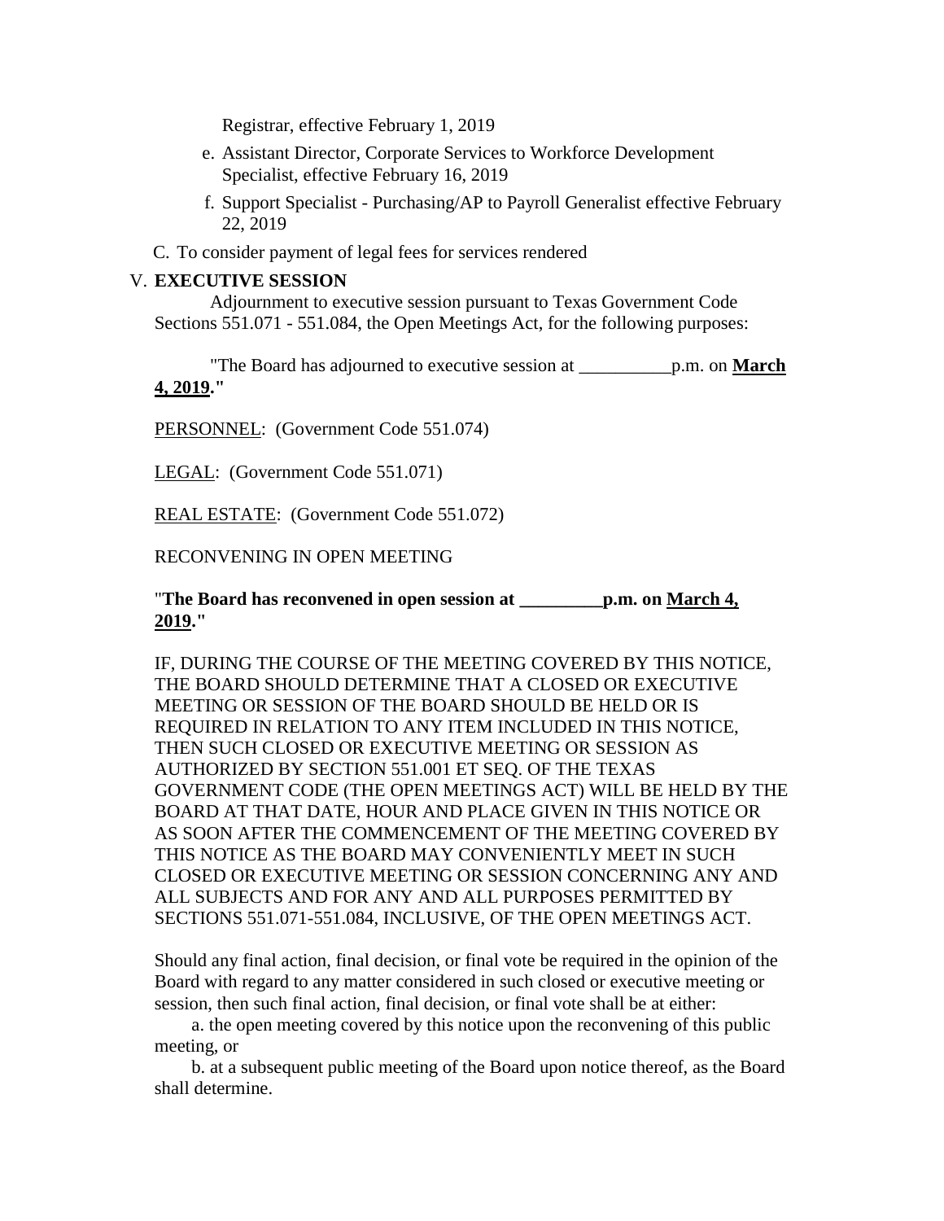Registrar, effective February 1, 2019

e. Assistant Director, Corporate Services to Workforce Development Specialist, effective February 16, 2019

f. Support Specialist - Purchasing/AP to Payroll Generalist effective February 22, 2019

C. To consider payment of legal fees for services rendered

V. **EXECUTIVE SESSION**

Adjournment to executive session pursuant to Texas Government Code Sections 551.071 - 551.084, the Open Meetings Act, for the following purposes:

"The Board has adjourned to executive session at __________p.m. on **March 4, 2019**."

PERSONNEL: (Government Code 551.074)

LEGAL: (Government Code 551.071)

REAL ESTATE: (Government Code 551.072)

RECONVENING IN OPEN MEETING

"**The Board has reconvened in open session at _________p.m. on March 4, 2019.**"

IF, DURING THE COURSE OF THE MEETING COVERED BY THIS NOTICE, THE BOARD SHOULD DETERMINE THAT A CLOSED OR EXECUTIVE MEETING OR SESSION OF THE BOARD SHOULD BE HELD OR IS REQUIRED IN RELATION TO ANY ITEM INCLUDED IN THIS NOTICE, THEN SUCH CLOSED OR EXECUTIVE MEETING OR SESSION AS AUTHORIZED BY SECTION 551.001 ET SEQ. OF THE TEXAS GOVERNMENT CODE (THE OPEN MEETINGS ACT) WILL BE HELD BY THE BOARD AT THAT DATE, HOUR AND PLACE GIVEN IN THIS NOTICE OR AS SOON AFTER THE COMMENCEMENT OF THE MEETING COVERED BY THIS NOTICE AS THE BOARD MAY CONVENIENTLY MEET IN SUCH CLOSED OR EXECUTIVE MEETING OR SESSION CONCERNING ANY AND ALL SUBJECTS AND FOR ANY AND ALL PURPOSES PERMITTED BY SECTIONS 551.071-551.084, INCLUSIVE, OF THE OPEN MEETINGS ACT.

Should any final action, final decision, or final vote be required in the opinion of the Board with regard to any matter considered in such closed or executive meeting or session, then such final action, final decision, or final vote shall be at either:

a. the open meeting covered by this notice upon the reconvening of this public meeting, or

b. at a subsequent public meeting of the Board upon notice thereof, as the Board shall determine.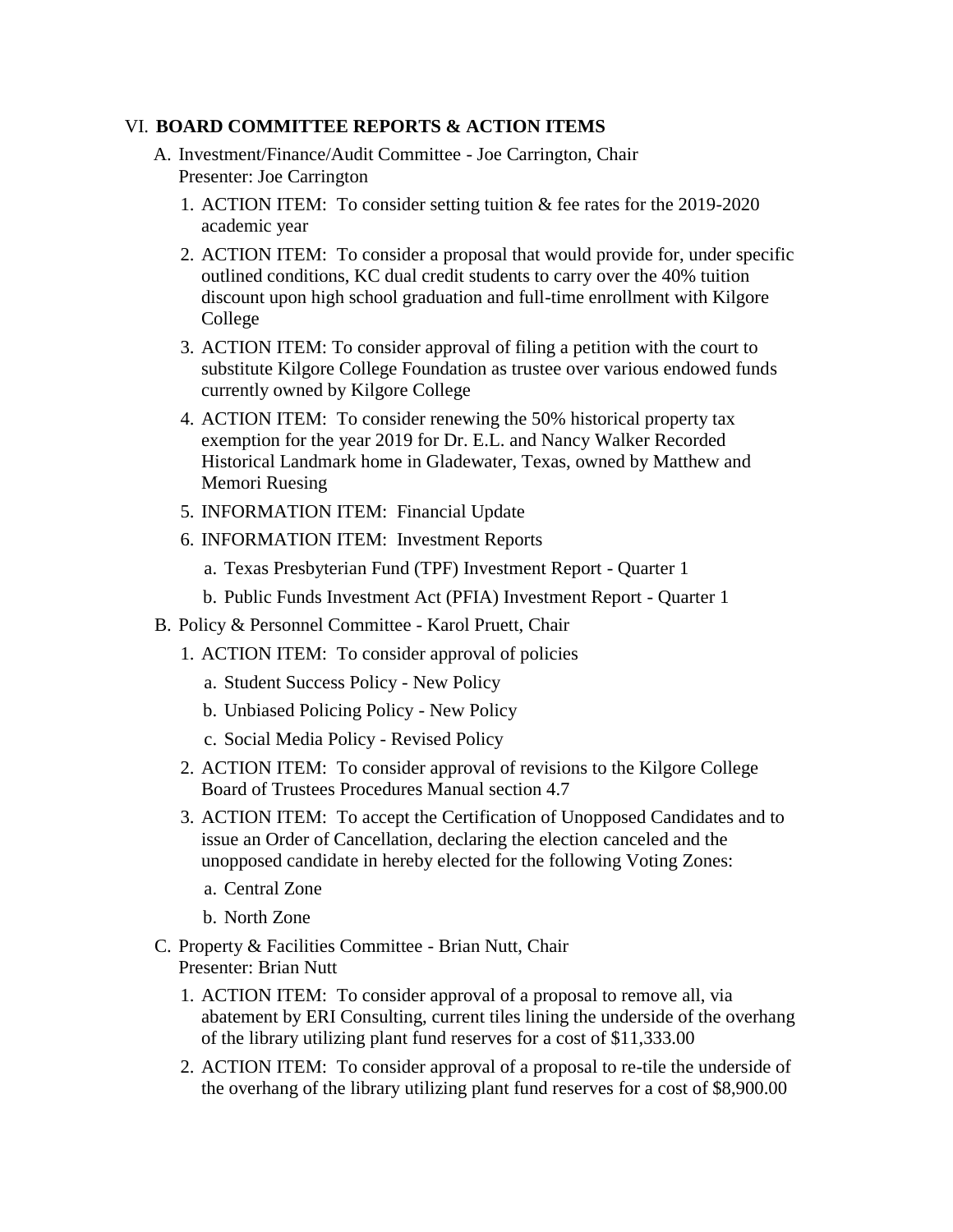VI. **BOARD COMMITTEE REPORTS & ACTION ITEMS**

A. Investment/Finance/Audit Committee - Joe Carrington, Chair
   Presenter: Joe Carrington

   1. ACTION ITEM: To consider setting tuition & fee rates for the 2019-2020 academic year
   2. ACTION ITEM: To consider a proposal that would provide for, under specific outlined conditions, KC dual credit students to carry over the 40% tuition discount upon high school graduation and full-time enrollment with Kilgore College
   3. ACTION ITEM: To consider approval of filing a petition with the court to substitute Kilgore College Foundation as trustee over various endowed funds currently owned by Kilgore College
   4. ACTION ITEM: To consider renewing the 50% historical property tax exemption for the year 2019 for Dr. E.L. and Nancy Walker Recorded Historical Landmark home in Gladewater, Texas, owned by Matthew and Memori Ruesing
   5. INFORMATION ITEM: Financial Update
   6. INFORMATION ITEM: Investment Reports
      a. Texas Presbyterian Fund (TPF) Investment Report - Quarter 1
      b. Public Funds Investment Act (PFIA) Investment Report - Quarter 1

B. Policy & Personnel Committee - Karol Pruett, Chair

   1. ACTION ITEM: To consider approval of policies
      a. Student Success Policy - New Policy
      b. Unbiased Policing Policy - New Policy
      c. Social Media Policy - Revised Policy
   2. ACTION ITEM: To consider approval of revisions to the Kilgore College Board of Trustees Procedures Manual section 4.7
   3. ACTION ITEM: To accept the Certification of Unopposed Candidates and to issue an Order of Cancellation, declaring the election canceled and the unopposed candidate in hereby elected for the following Voting Zones:
      a. Central Zone
      b. North Zone

C. Property & Facilities Committee - Brian Nutt, Chair
   Presenter: Brian Nutt

   1. ACTION ITEM: To consider approval of a proposal to remove all, via abatement by ERI Consulting, current tiles lining the underside of the overhang of the library utilizing plant fund reserves for a cost of $11,333.00
   2. ACTION ITEM: To consider approval of a proposal to re-tile the underside of the overhang of the library utilizing plant fund reserves for a cost of $8,900.00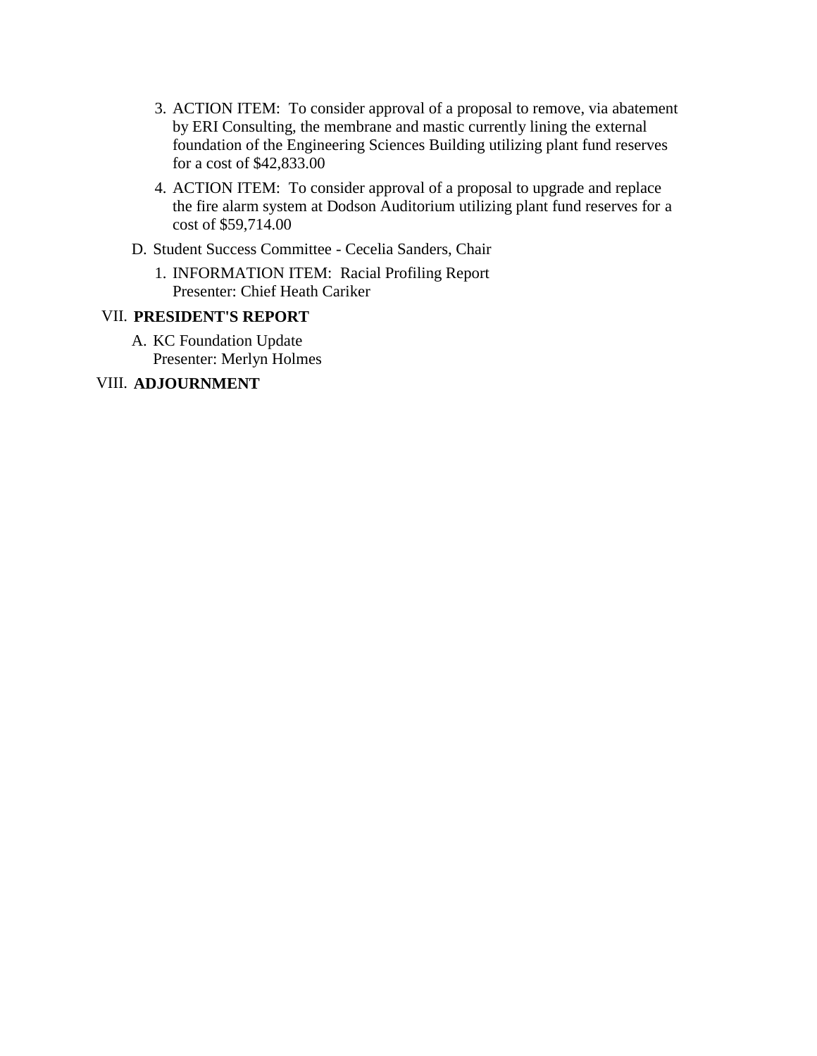3. ACTION ITEM: To consider approval of a proposal to remove, via abatement by ERI Consulting, the membrane and mastic currently lining the external foundation of the Engineering Sciences Building utilizing plant fund reserves for a cost of $42,833.00

4. ACTION ITEM: To consider approval of a proposal to upgrade and replace the fire alarm system at Dodson Auditorium utilizing plant fund reserves for a cost of $59,714.00

D. Student Success Committee - Cecelia Sanders, Chair

1. INFORMATION ITEM: Racial Profiling Report
   Presenter: Chief Heath Cariker

VII. **PRESIDENT'S REPORT**

A. KC Foundation Update
   Presenter: Merlyn Holmes

VIII. **ADJOURNMENT**